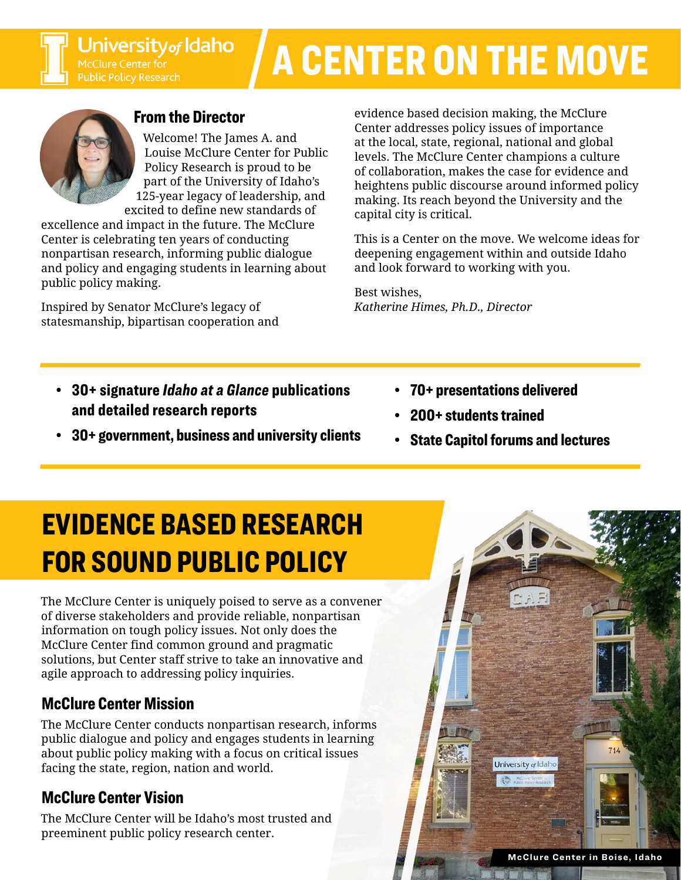University of Idaho
McClure Center for Public Policy Research

# A CENTER ON THE MOVE

## From the Director

Welcome! The James A. and Louise McClure Center for Public Policy Research is proud to be part of the University of Idaho's 125-year legacy of leadership, and excited to define new standards of excellence and impact in the future. The McClure Center is celebrating ten years of conducting nonpartisan research, informing public dialogue and policy and engaging students in learning about public policy making.

Inspired by Senator McClure's legacy of statesmanship, bipartisan cooperation and evidence based decision making, the McClure Center addresses policy issues of importance at the local, state, regional, national and global levels. The McClure Center champions a culture of collaboration, makes the case for evidence and heightens public discourse around informed policy making. Its reach beyond the University and the capital city is critical.

This is a Center on the move. We welcome ideas for deepening engagement within and outside Idaho and look forward to working with you.

Best wishes,
*Katherine Himes, Ph.D., Director*

- **30+ signature *Idaho at a Glance* publications and detailed research reports**
- **30+ government, business and university clients**
- **70+ presentations delivered**
- **200+ students trained**
- **State Capitol forums and lectures**

# EVIDENCE BASED RESEARCH FOR SOUND PUBLIC POLICY

The McClure Center is uniquely poised to serve as a convener of diverse stakeholders and provide reliable, nonpartisan information on tough policy issues. Not only does the McClure Center find common ground and pragmatic solutions, but Center staff strive to take an innovative and agile approach to addressing policy inquiries.

## McClure Center Mission

The McClure Center conducts nonpartisan research, informs public dialogue and policy and engages students in learning about public policy making with a focus on critical issues facing the state, region, nation and world.

## McClure Center Vision

The McClure Center will be Idaho's most trusted and preeminent public policy research center.

McClure Center in Boise, Idaho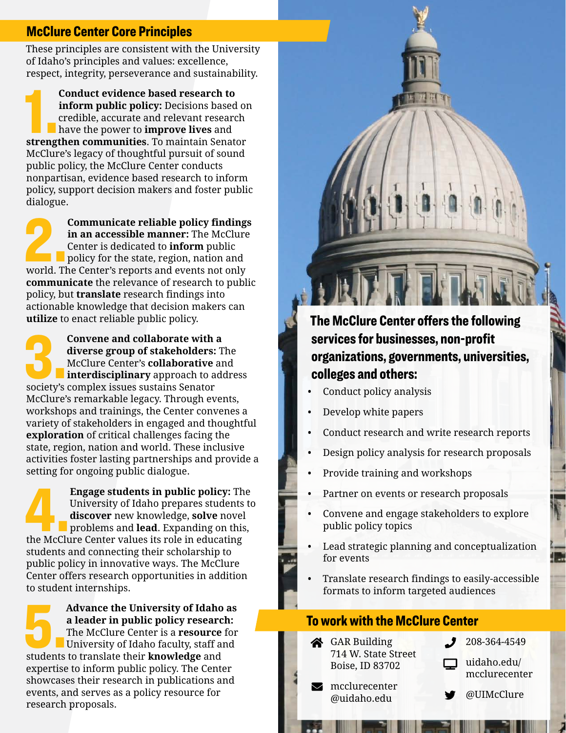## McClure Center Core Principles

These principles are consistent with the University of Idaho's principles and values: excellence, respect, integrity, perseverance and sustainability.

**1. Conduct evidence based research to inform public policy:** Decisions based on credible, accurate and relevant research have the power to **improve lives** and **strengthen communities**. To maintain Senator McClure's legacy of thoughtful pursuit of sound public policy, the McClure Center conducts nonpartisan, evidence based research to inform policy, support decision makers and foster public dialogue.

**2. Communicate reliable policy findings in an accessible manner:** The McClure Center is dedicated to **inform** public policy for the state, region, nation and world. The Center's reports and events not only **communicate** the relevance of research to public policy, but **translate** research findings into actionable knowledge that decision makers can **utilize** to enact reliable public policy.

**3. Convene and collaborate with a diverse group of stakeholders:** The McClure Center's **collaborative** and **interdisciplinary** approach to address society's complex issues sustains Senator McClure's remarkable legacy. Through events, workshops and trainings, the Center convenes a variety of stakeholders in engaged and thoughtful **exploration** of critical challenges facing the state, region, nation and world. These inclusive activities foster lasting partnerships and provide a setting for ongoing public dialogue.

**4. Engage students in public policy:** The University of Idaho prepares students to **discover** new knowledge, **solve** novel problems and **lead**. Expanding on this, the McClure Center values its role in educating students and connecting their scholarship to public policy in innovative ways. The McClure Center offers research opportunities in addition to student internships.

**5. Advance the University of Idaho as a leader in public policy research:** The McClure Center is a **resource** for University of Idaho faculty, staff and students to translate their **knowledge** and expertise to inform public policy. The Center showcases their research in publications and events, and serves as a policy resource for research proposals.

### The McClure Center offers the following services for businesses, non-profit organizations, governments, universities, colleges and others:

- Conduct policy analysis
- Develop white papers
- Conduct research and write research reports
- Design policy analysis for research proposals
- Provide training and workshops
- Partner on events or research proposals
- Convene and engage stakeholders to explore public policy topics
- Lead strategic planning and conceptualization for events
- Translate research findings to easily-accessible formats to inform targeted audiences

## To work with the McClure Center

GAR Building
714 W. State Street
Boise, ID 83702

mcclurecenter@uidaho.edu

208-364-4549

uidaho.edu/mcclurecenter

@UIMcClure